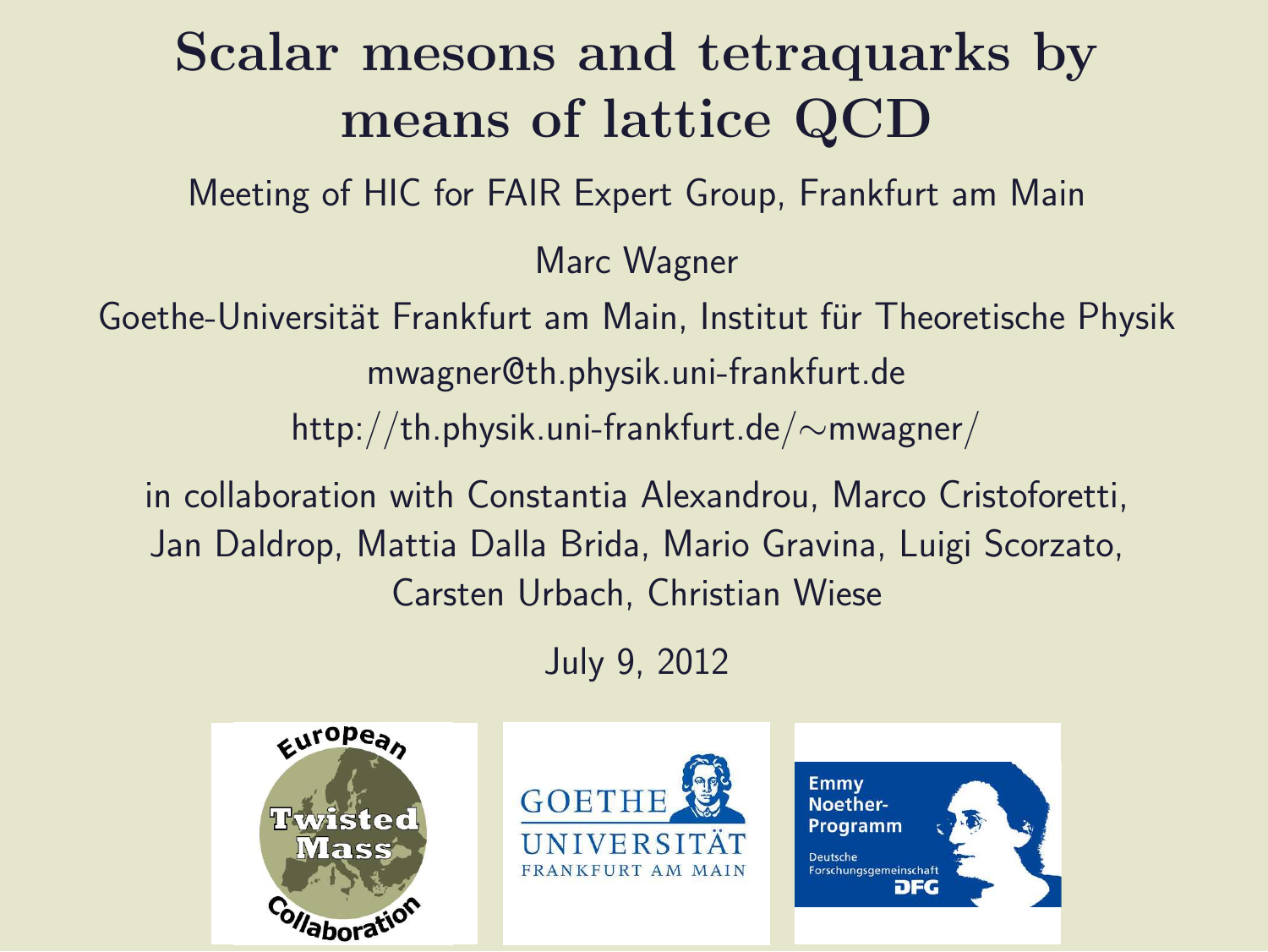# Scalar mesons and tetraquarks by means of lattice QCD

Meeting of HIC for FAIR Expert Group, Frankfurt am Main

Marc Wagner

Goethe-Universität Frankfurt am Main, Institut für Theoretische Physik

mwagner@th.physik.uni-frankfurt.de

http://th.physik.uni-frankfurt.de/∼mwagner/

in collaboration with Constantia Alexandrou, Marco Cristoforetti, Jan Daldrop, Mattia Dalla Brida, Mario Gravina, Luigi Scorzato, Carsten Urbach, Christian Wiese

July 9, 2012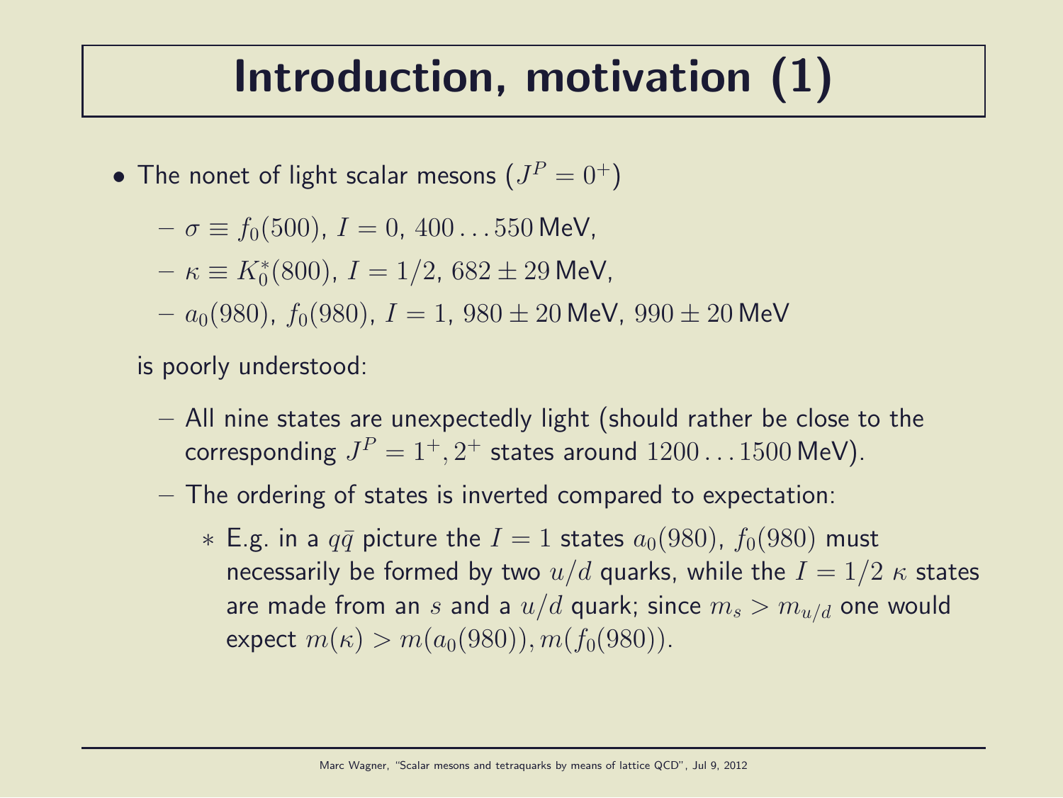# Introduction, motivation (1)

- The nonet of light scalar mesons ($J^P = 0^+$)
  - $\sigma \equiv f_0(500)$, $I = 0$, $400 \ldots 550\,$MeV,
  - $\kappa \equiv K_0^*(800)$, $I = 1/2$, $682 \pm 29\,$MeV,
  - $a_0(980)$, $f_0(980)$, $I = 1$, $980 \pm 20\,$MeV, $990 \pm 20\,$MeV

  is poorly understood:
  - All nine states are unexpectedly light (should rather be close to the corresponding $J^P = 1^+, 2^+$ states around $1200 \ldots 1500\,$MeV).
  - The ordering of states is inverted compared to expectation:
    - E.g. in a $q\bar{q}$ picture the $I = 1$ states $a_0(980)$, $f_0(980)$ must necessarily be formed by two $u/d$ quarks, while the $I = 1/2$ $\kappa$ states are made from an $s$ and a $u/d$ quark; since $m_s > m_{u/d}$ one would expect $m(\kappa) > m(a_0(980)), m(f_0(980))$.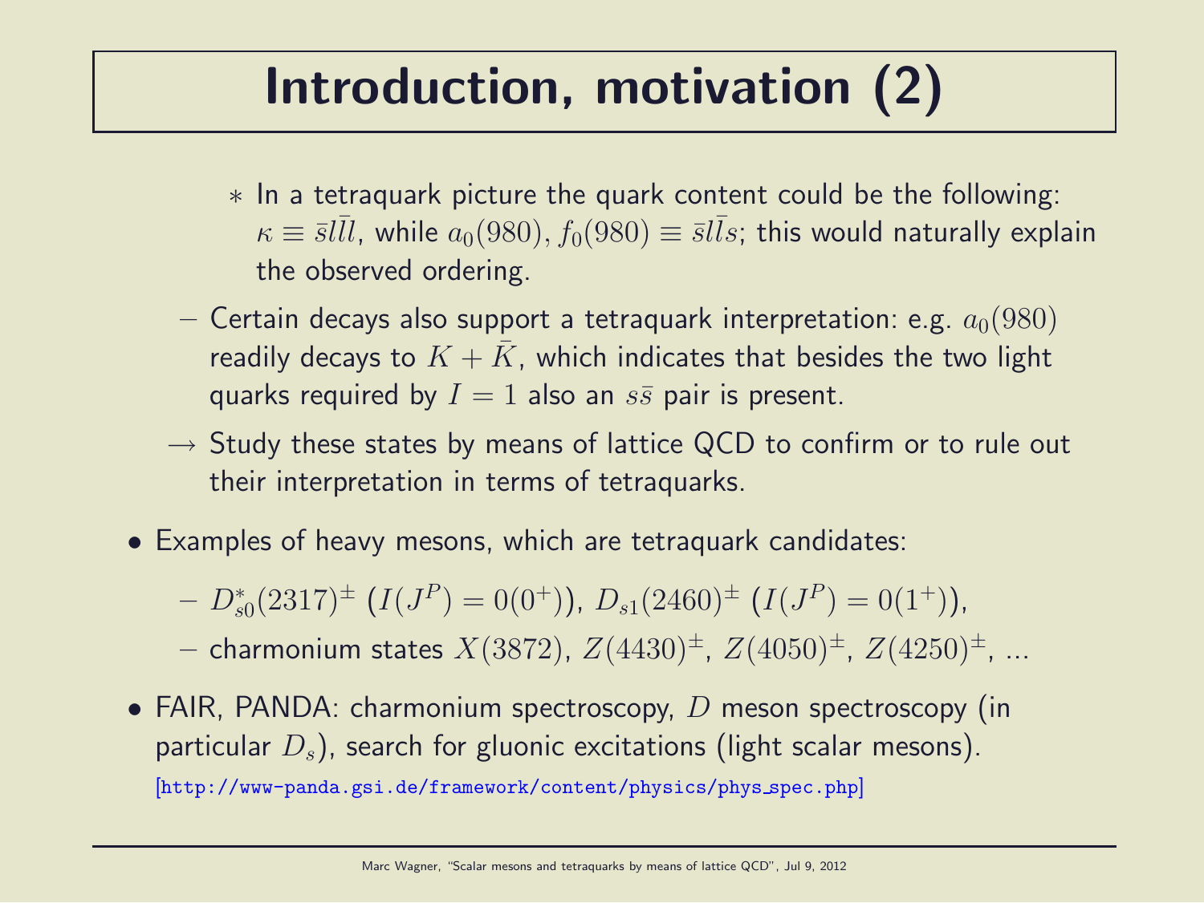# Introduction, motivation (2)

    * In a tetraquark picture the quark content could be the following: $\kappa \equiv \bar{s}l\bar{l}l$, while $a_0(980), f_0(980) \equiv \bar{s}l\bar{l}s$; this would naturally explain the observed ordering.

- Certain decays also support a tetraquark interpretation: e.g. $a_0(980)$ readily decays to $K + \bar{K}$, which indicates that besides the two light quarks required by $I = 1$ also an $s\bar{s}$ pair is present.

→ Study these states by means of lattice QCD to confirm or to rule out their interpretation in terms of tetraquarks.

- Examples of heavy mesons, which are tetraquark candidates:
  - $D_{s0}^*(2317)^\pm$ ($I(J^P) = 0(0^+)$), $D_{s1}(2460)^\pm$ ($I(J^P) = 0(1^+)$),
  - charmonium states $X(3872)$, $Z(4430)^\pm$, $Z(4050)^\pm$, $Z(4250)^\pm$, ...

- FAIR, PANDA: charmonium spectroscopy, $D$ meson spectroscopy (in particular $D_s$), search for gluonic excitations (light scalar mesons). [http://www-panda.gsi.de/framework/content/physics/phys_spec.php]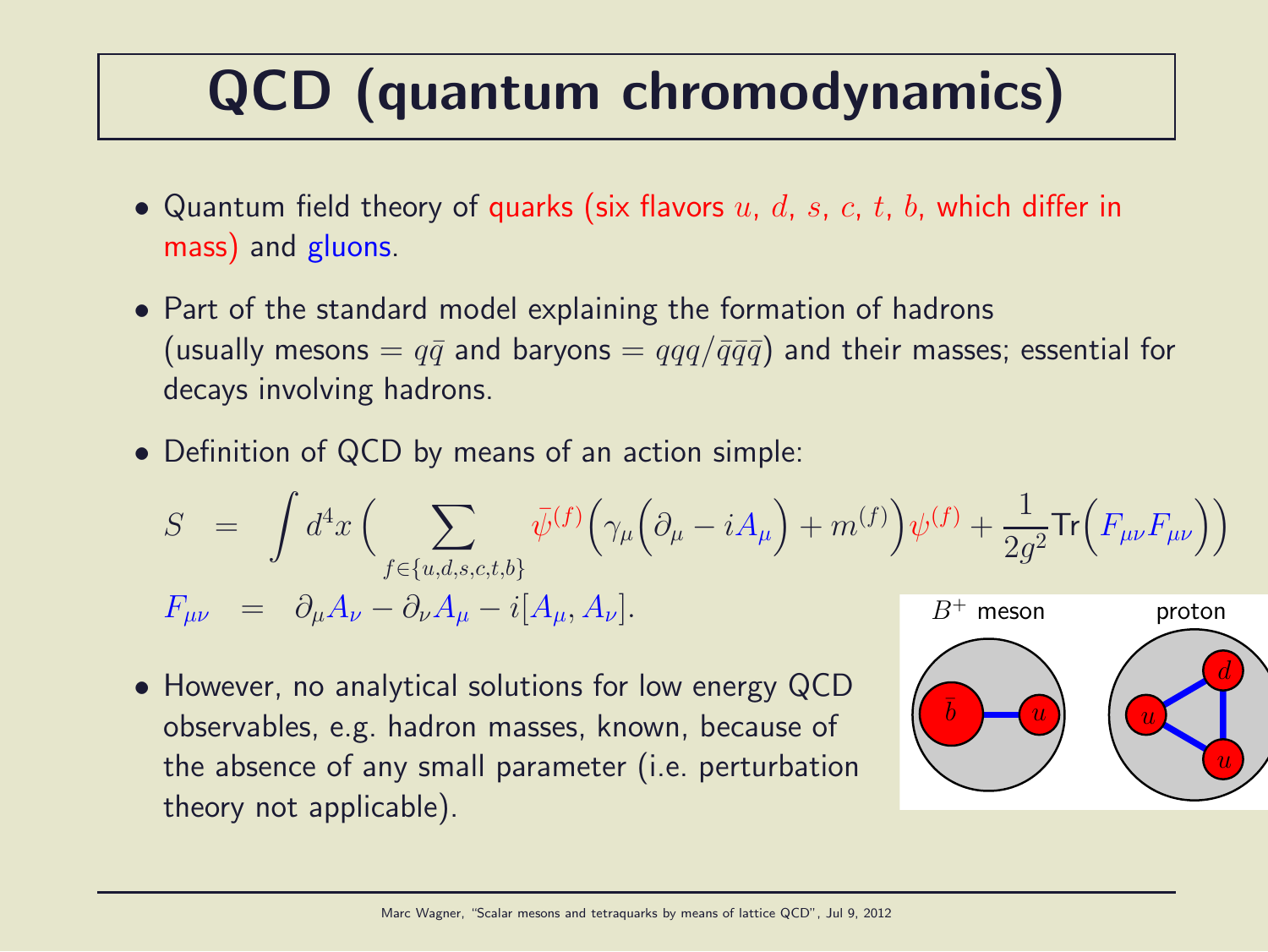# QCD (quantum chromodynamics)

- Quantum field theory of quarks (six flavors $u$, $d$, $s$, $c$, $t$, $b$, which differ in mass) and gluons.
- Part of the standard model explaining the formation of hadrons (usually mesons $= q\bar{q}$ and baryons $= qqq/\bar{q}\bar{q}\bar{q}$) and their masses; essential for decays involving hadrons.
- Definition of QCD by means of an action simple:

$$S = \int d^4x \Big( \sum_{f \in \{u,d,s,c,t,b\}} \bar{\psi}^{(f)} \Big( \gamma_\mu \Big( \partial_\mu - i A_\mu \Big) + m^{(f)} \Big) \psi^{(f)} + \frac{1}{2g^2} \mathrm{Tr} \Big( F_{\mu\nu} F_{\mu\nu} \Big) \Big)$$

$$F_{\mu\nu} = \partial_\mu A_\nu - \partial_\nu A_\mu - i [A_\mu, A_\nu].$$

- However, no analytical solutions for low energy QCD observables, e.g. hadron masses, known, because of the absence of any small parameter (i.e. perturbation theory not applicable).

$B^+$ meson — proton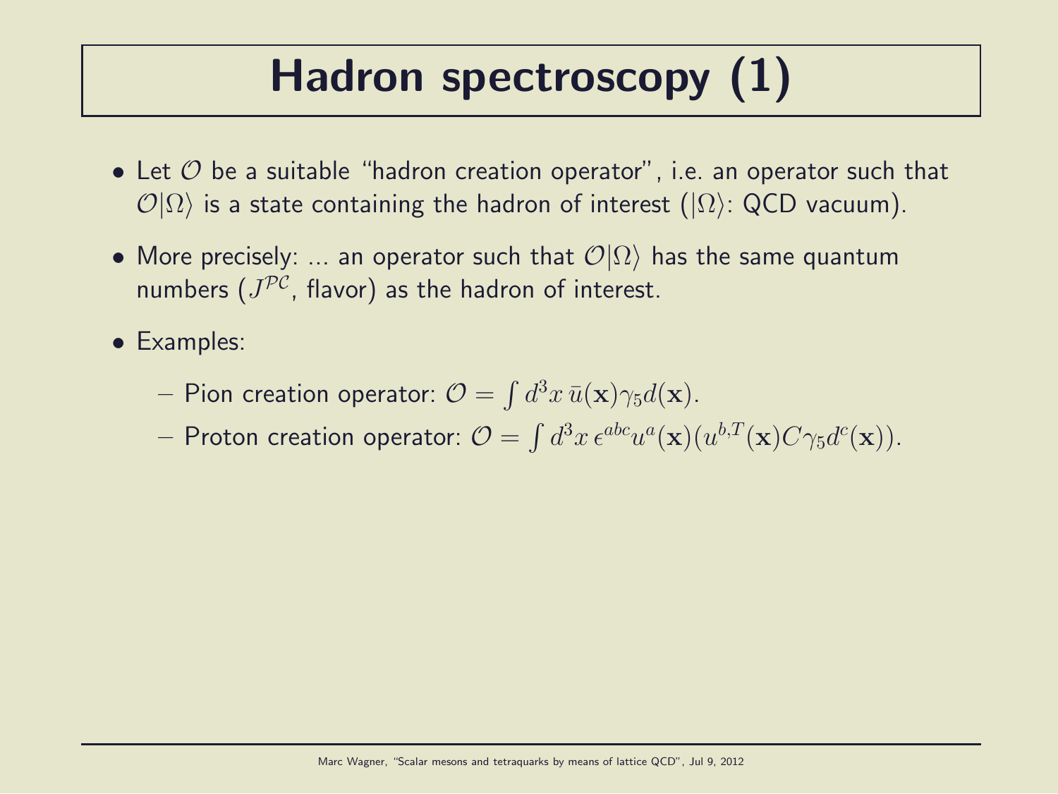# Hadron spectroscopy (1)

- Let $\mathcal{O}$ be a suitable "hadron creation operator", i.e. an operator such that $\mathcal{O}|\Omega\rangle$ is a state containing the hadron of interest ($|\Omega\rangle$: QCD vacuum).
- More precisely: ... an operator such that $\mathcal{O}|\Omega\rangle$ has the same quantum numbers ($J^{\mathcal{PC}}$, flavor) as the hadron of interest.
- Examples:
  - Pion creation operator: $\mathcal{O} = \int d^3x \, \bar{u}(\mathbf{x})\gamma_5 d(\mathbf{x})$.
  - Proton creation operator: $\mathcal{O} = \int d^3x \, \epsilon^{abc} u^a(\mathbf{x})(u^{b,T}(\mathbf{x}) C\gamma_5 d^c(\mathbf{x}))$.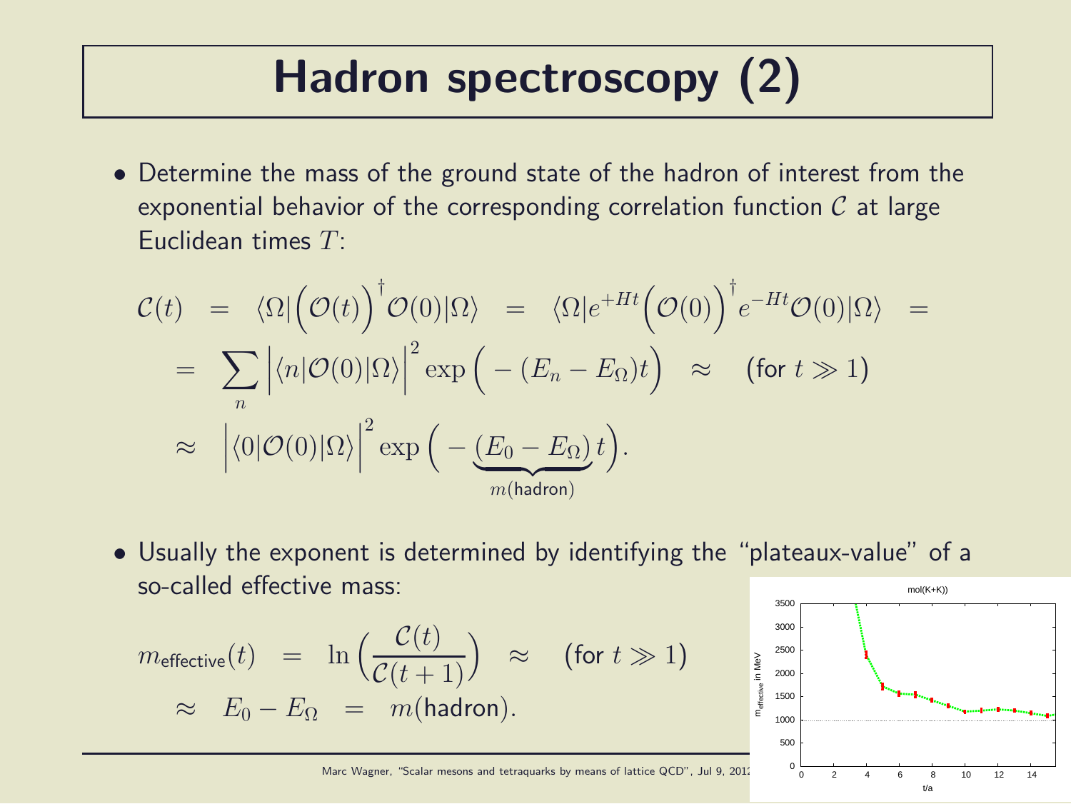# Hadron spectroscopy (2)

- Determine the mass of the ground state of the hadron of interest from the exponential behavior of the corresponding correlation function $\mathcal{C}$ at large Euclidean times $T$:

$$\mathcal{C}(t) = \langle\Omega|\Big(\mathcal{O}(t)\Big)^\dagger\mathcal{O}(0)|\Omega\rangle = \langle\Omega|e^{+Ht}\Big(\mathcal{O}(0)\Big)^\dagger e^{-Ht}\mathcal{O}(0)|\Omega\rangle =$$

$$= \sum_n \Big|\langle n|\mathcal{O}(0)|\Omega\rangle\Big|^2 \exp\Big(-(E_n - E_\Omega)t\Big) \approx \quad (\text{for } t \gg 1)$$

$$\approx \Big|\langle 0|\mathcal{O}(0)|\Omega\rangle\Big|^2 \exp\Big(-\underbrace{(E_0 - E_\Omega)}_{m(\text{hadron})}t\Big).$$

- Usually the exponent is determined by identifying the "plateaux-value" of a so-called effective mass:

$$m_{\text{effective}}(t) = \ln\Big(\frac{\mathcal{C}(t)}{\mathcal{C}(t+1)}\Big) \approx \quad (\text{for } t \gg 1)$$

$$\approx E_0 - E_\Omega = m(\text{hadron}).$$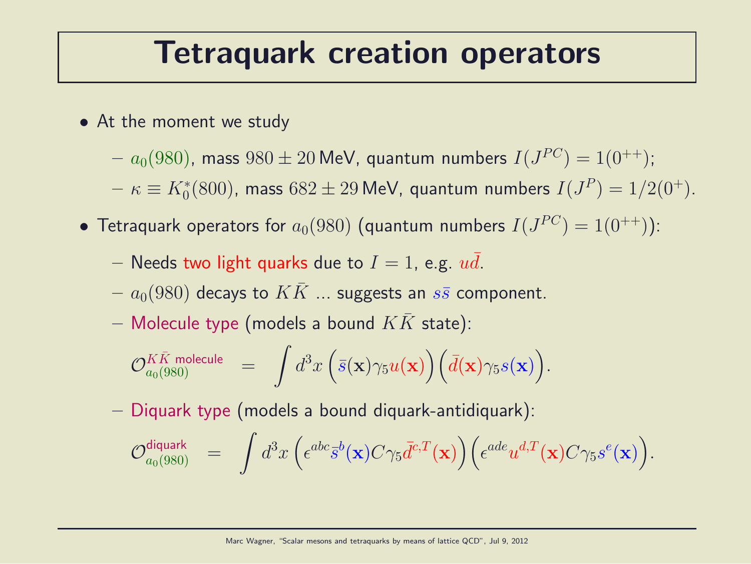# Tetraquark creation operators

- At the moment we study
  - $a_0(980)$, mass $980 \pm 20\,\text{MeV}$, quantum numbers $I(J^{PC}) = 1(0^{++})$;
  - $\kappa \equiv K_0^*(800)$, mass $682 \pm 29\,\text{MeV}$, quantum numbers $I(J^P) = 1/2(0^+)$.
- Tetraquark operators for $a_0(980)$ (quantum numbers $I(J^{PC}) = 1(0^{++})$):
  - Needs two light quarks due to $I = 1$, e.g. $u\bar{d}$.
  - $a_0(980)$ decays to $K\bar{K}$ ... suggests an $s\bar{s}$ component.
  - Molecule type (models a bound $K\bar{K}$ state):

$$\mathcal{O}_{a_0(980)}^{K\bar{K}\text{ molecule}} = \int d^3x \Big(\bar{s}(\mathbf{x})\gamma_5 u(\mathbf{x})\Big)\Big(\bar{d}(\mathbf{x})\gamma_5 s(\mathbf{x})\Big).$$

  - Diquark type (models a bound diquark-antidiquark):

$$\mathcal{O}_{a_0(980)}^{\text{diquark}} = \int d^3x \Big(\epsilon^{abc}\bar{s}^b(\mathbf{x})C\gamma_5\bar{d}^{c,T}(\mathbf{x})\Big)\Big(\epsilon^{ade}u^{d,T}(\mathbf{x})C\gamma_5 s^e(\mathbf{x})\Big).$$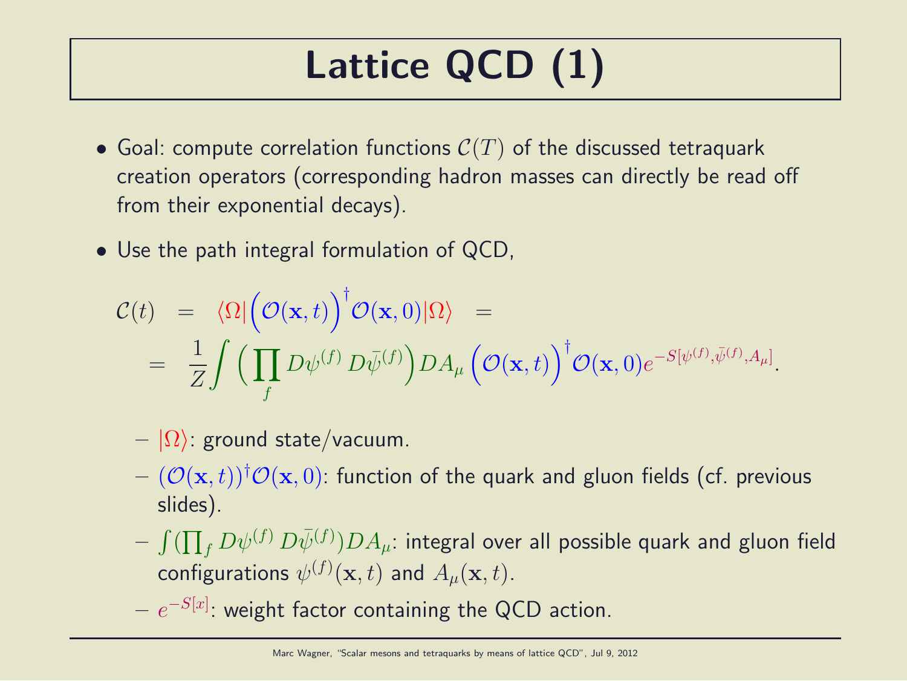# Lattice QCD (1)

- Goal: compute correlation functions $\mathcal{C}(T)$ of the discussed tetraquark creation operators (corresponding hadron masses can directly be read off from their exponential decays).

- Use the path integral formulation of QCD,

$$
\begin{aligned}
\mathcal{C}(t) \quad &= \quad \langle\Omega|\Big(\mathcal{O}(\mathbf{x},t)\Big)^\dagger \mathcal{O}(\mathbf{x},0)|\Omega\rangle \quad = \\
&= \quad \frac{1}{Z}\int \Big(\prod_f D\psi^{(f)}\, D\bar{\psi}^{(f)}\Big) DA_\mu \Big(\mathcal{O}(\mathbf{x},t)\Big)^\dagger \mathcal{O}(\mathbf{x},0) e^{-S[\psi^{(f)},\bar{\psi}^{(f)},A_\mu]}.
\end{aligned}
$$

  - $|\Omega\rangle$: ground state/vacuum.
  - $(\mathcal{O}(\mathbf{x},t))^\dagger \mathcal{O}(\mathbf{x},0)$: function of the quark and gluon fields (cf. previous slides).
  - $\int (\prod_f D\psi^{(f)}\, D\bar{\psi}^{(f)}) DA_\mu$: integral over all possible quark and gluon field configurations $\psi^{(f)}(\mathbf{x},t)$ and $A_\mu(\mathbf{x},t)$.
  - $e^{-S[x]}$: weight factor containing the QCD action.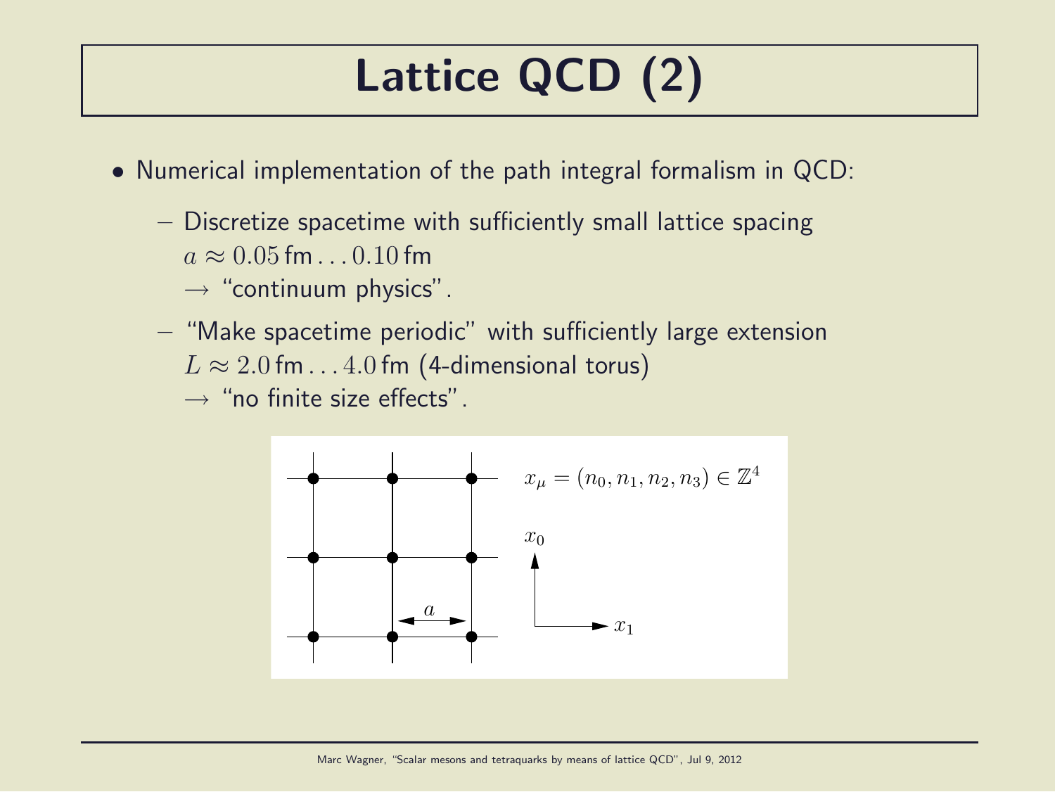# Lattice QCD (2)

- Numerical implementation of the path integral formalism in QCD:
  - Discretize spacetime with sufficiently small lattice spacing $a \approx 0.05\,\text{fm} \ldots 0.10\,\text{fm}$
    $\rightarrow$ "continuum physics".
  - "Make spacetime periodic" with sufficiently large extension $L \approx 2.0\,\text{fm} \ldots 4.0\,\text{fm}$ (4-dimensional torus)
    $\rightarrow$ "no finite size effects".

$x_\mu = (n_0, n_1, n_2, n_3) \in \mathbb{Z}^4$

$x_0$

$x_1$

$a$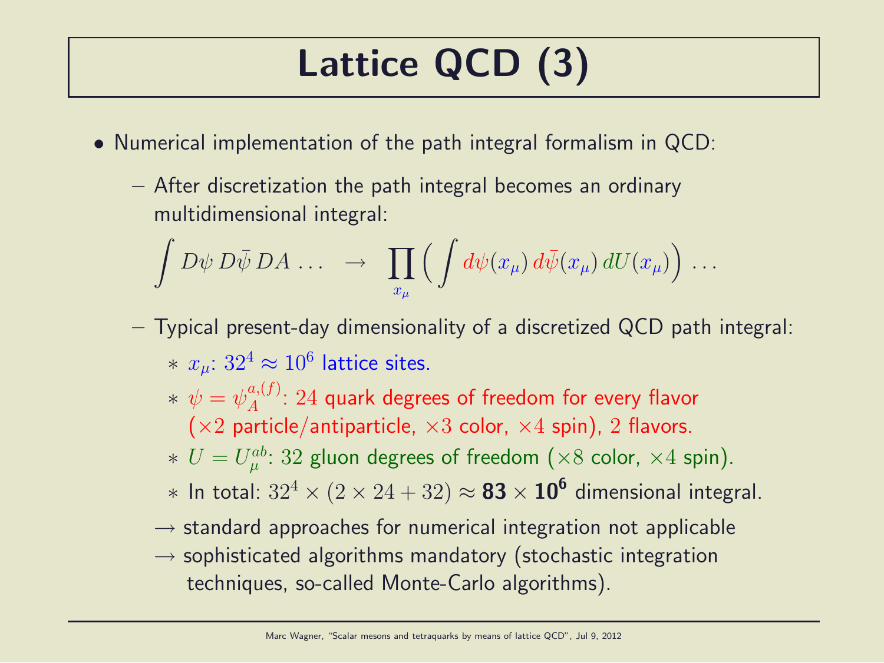# Lattice QCD (3)

- Numerical implementation of the path integral formalism in QCD:
  - After discretization the path integral becomes an ordinary multidimensional integral:

$$\int D\psi\, D\bar{\psi}\, DA \,\ldots \quad \rightarrow \quad \prod_{x_\mu} \Big( \int d\psi(x_\mu)\, d\bar{\psi}(x_\mu)\, dU(x_\mu) \Big) \,\ldots$$

  - Typical present-day dimensionality of a discretized QCD path integral:
    * $x_\mu$: $32^4 \approx 10^6$ lattice sites.
    * $\psi = \psi_A^{a,(f)}$: $24$ quark degrees of freedom for every flavor ($\times 2$ particle/antiparticle, $\times 3$ color, $\times 4$ spin), $2$ flavors.
    * $U = U_\mu^{ab}$: $32$ gluon degrees of freedom ($\times 8$ color, $\times 4$ spin).
    * In total: $32^4 \times (2 \times 24 + 32) \approx \mathbf{83} \times \mathbf{10^6}$ dimensional integral.

  $\rightarrow$ standard approaches for numerical integration not applicable

  $\rightarrow$ sophisticated algorithms mandatory (stochastic integration techniques, so-called Monte-Carlo algorithms).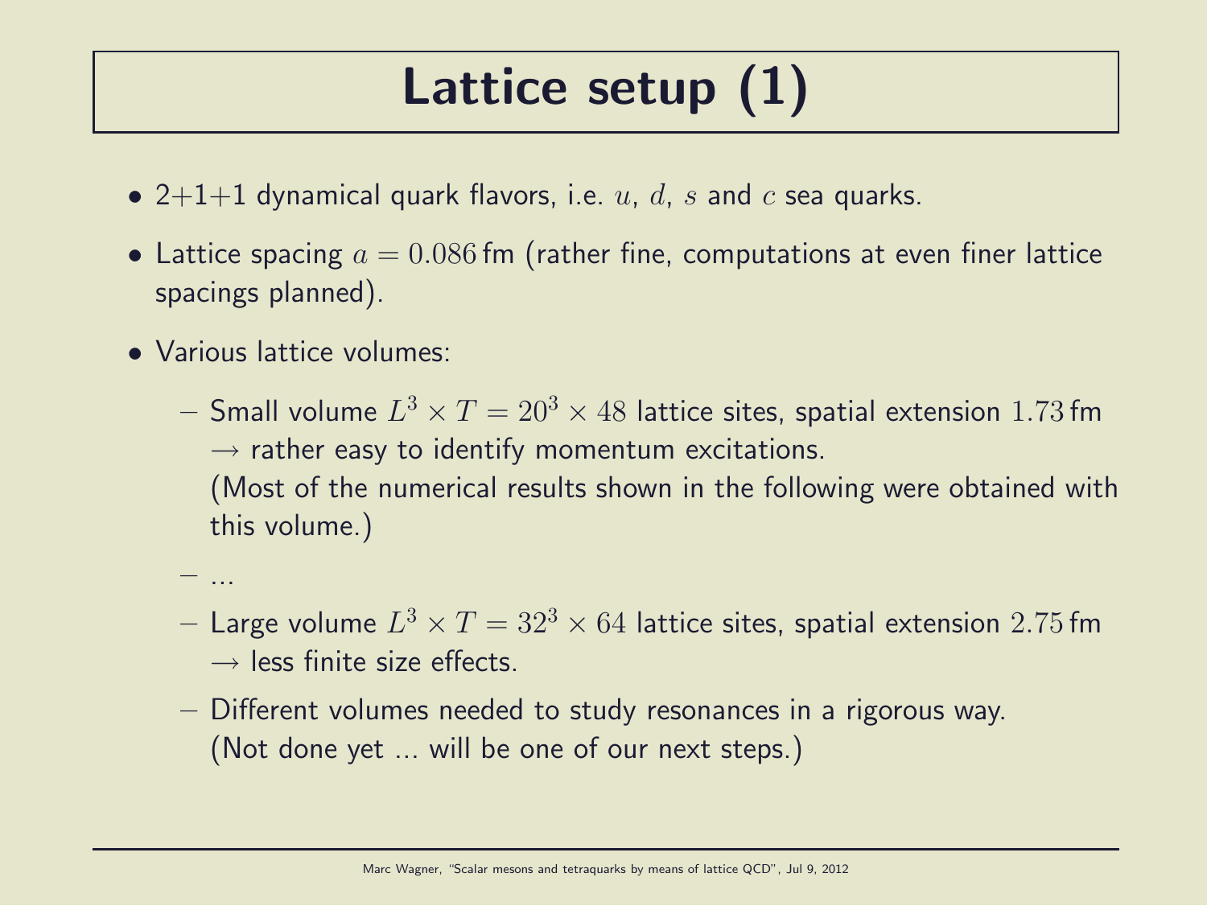# Lattice setup (1)

- 2+1+1 dynamical quark flavors, i.e. $u$, $d$, $s$ and $c$ sea quarks.
- Lattice spacing $a = 0.086\,\text{fm}$ (rather fine, computations at even finer lattice spacings planned).
- Various lattice volumes:
  - Small volume $L^3 \times T = 20^3 \times 48$ lattice sites, spatial extension $1.73\,\text{fm}$ $\rightarrow$ rather easy to identify momentum excitations.
    (Most of the numerical results shown in the following were obtained with this volume.)
  - ...
  - Large volume $L^3 \times T = 32^3 \times 64$ lattice sites, spatial extension $2.75\,\text{fm}$ $\rightarrow$ less finite size effects.
  - Different volumes needed to study resonances in a rigorous way.
    (Not done yet ... will be one of our next steps.)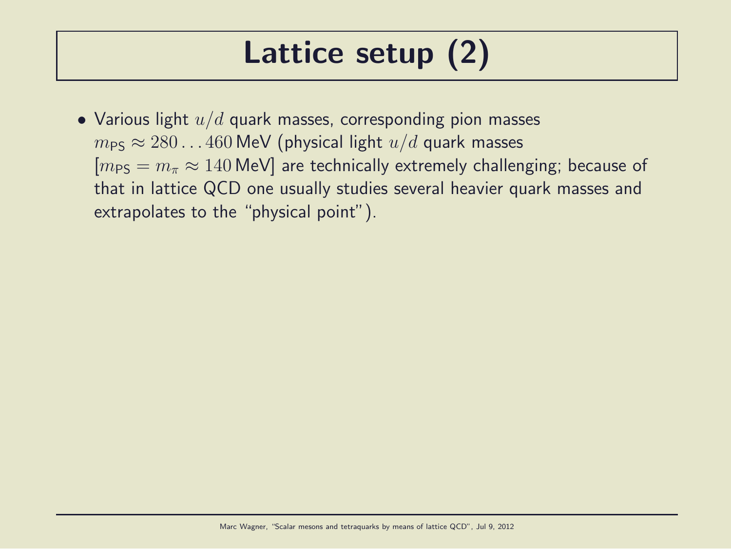# Lattice setup (2)

- Various light $u/d$ quark masses, corresponding pion masses $m_{\text{PS}} \approx 280 \ldots 460\,\text{MeV}$ (physical light $u/d$ quark masses [$m_{\text{PS}} = m_\pi \approx 140\,\text{MeV}$] are technically extremely challenging; because of that in lattice QCD one usually studies several heavier quark masses and extrapolates to the "physical point").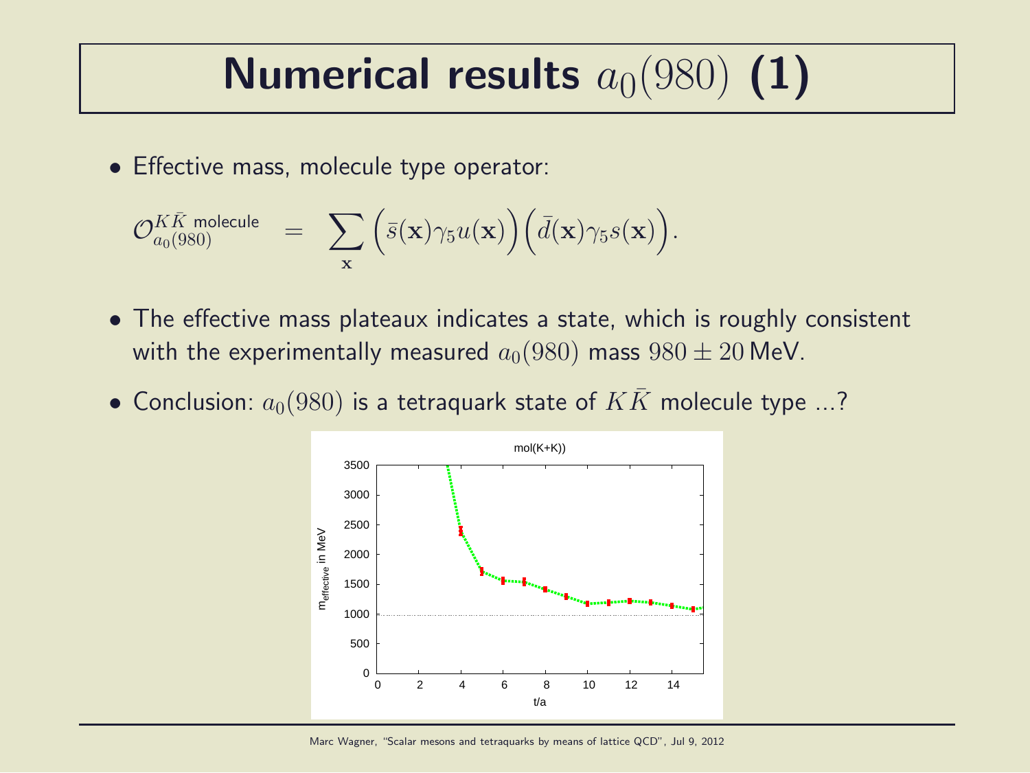# Numerical results $a_0(980)$ (1)

- Effective mass, molecule type operator:

$$\mathcal{O}_{a_0(980)}^{K\bar{K}\text{ molecule}} = \sum_{\mathbf{x}} \Big(\bar{s}(\mathbf{x})\gamma_5 u(\mathbf{x})\Big)\Big(\bar{d}(\mathbf{x})\gamma_5 s(\mathbf{x})\Big).$$

- The effective mass plateaux indicates a state, which is roughly consistent with the experimentally measured $a_0(980)$ mass $980 \pm 20$ MeV.
- Conclusion: $a_0(980)$ is a tetraquark state of $K\bar{K}$ molecule type ...?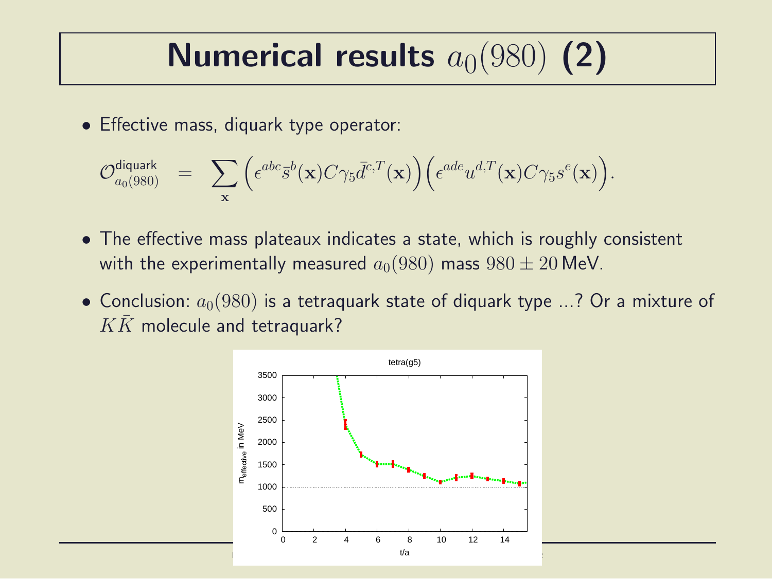# Numerical results $a_0(980)$ (2)

- Effective mass, diquark type operator:

$$\mathcal{O}^{\text{diquark}}_{a_0(980)} = \sum_{\mathbf{x}} \Big(\epsilon^{abc}\bar{s}^b(\mathbf{x})C\gamma_5\bar{d}^{c,T}(\mathbf{x})\Big)\Big(\epsilon^{ade}u^{d,T}(\mathbf{x})C\gamma_5 s^e(\mathbf{x})\Big).$$

- The effective mass plateaux indicates a state, which is roughly consistent with the experimentally measured $a_0(980)$ mass $980 \pm 20\,\text{MeV}$.

- Conclusion: $a_0(980)$ is a tetraquark state of diquark type ...? Or a mixture of $K\bar{K}$ molecule and tetraquark?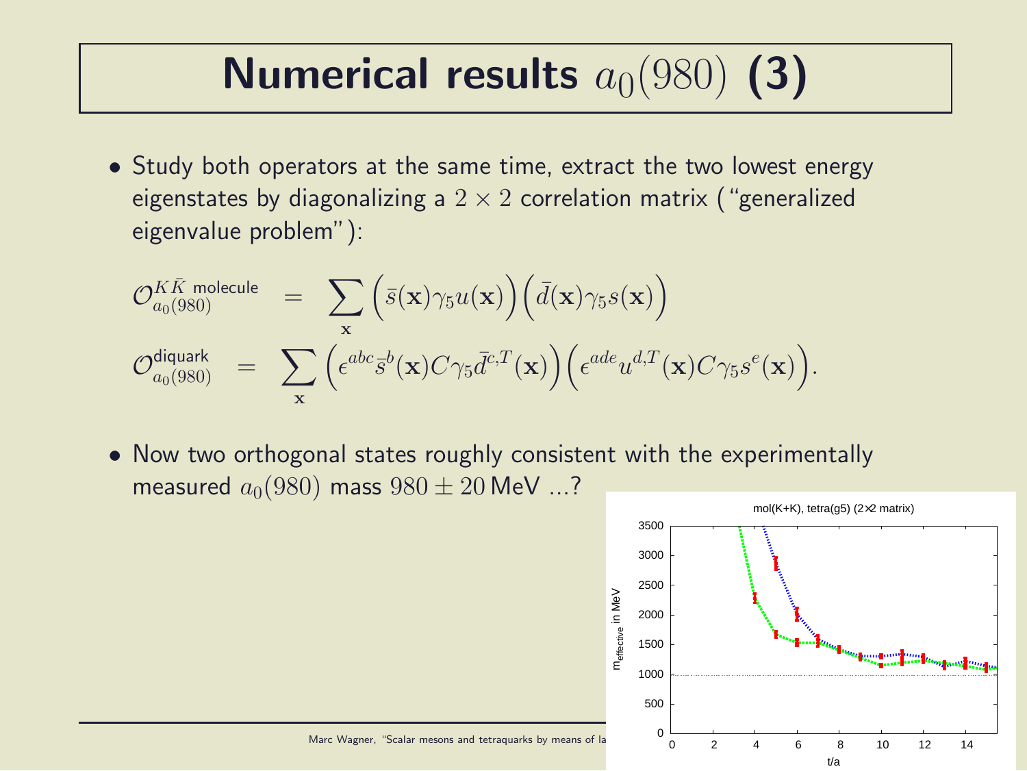# Numerical results $a_0(980)$ (3)

- Study both operators at the same time, extract the two lowest energy eigenstates by diagonalizing a $2 \times 2$ correlation matrix ("generalized eigenvalue problem"):

$$\mathcal{O}_{a_0(980)}^{K\bar{K}\text{ molecule}} = \sum_{\mathbf{x}} \Big(\bar{s}(\mathbf{x})\gamma_5 u(\mathbf{x})\Big)\Big(\bar{d}(\mathbf{x})\gamma_5 s(\mathbf{x})\Big)$$

$$\mathcal{O}_{a_0(980)}^{\text{diquark}} = \sum_{\mathbf{x}} \Big(\epsilon^{abc}\bar{s}^b(\mathbf{x})C\gamma_5\bar{d}^{c,T}(\mathbf{x})\Big)\Big(\epsilon^{ade}u^{d,T}(\mathbf{x})C\gamma_5 s^e(\mathbf{x})\Big).$$

- Now two orthogonal states roughly consistent with the experimentally measured $a_0(980)$ mass $980 \pm 20\,\text{MeV}$ ...?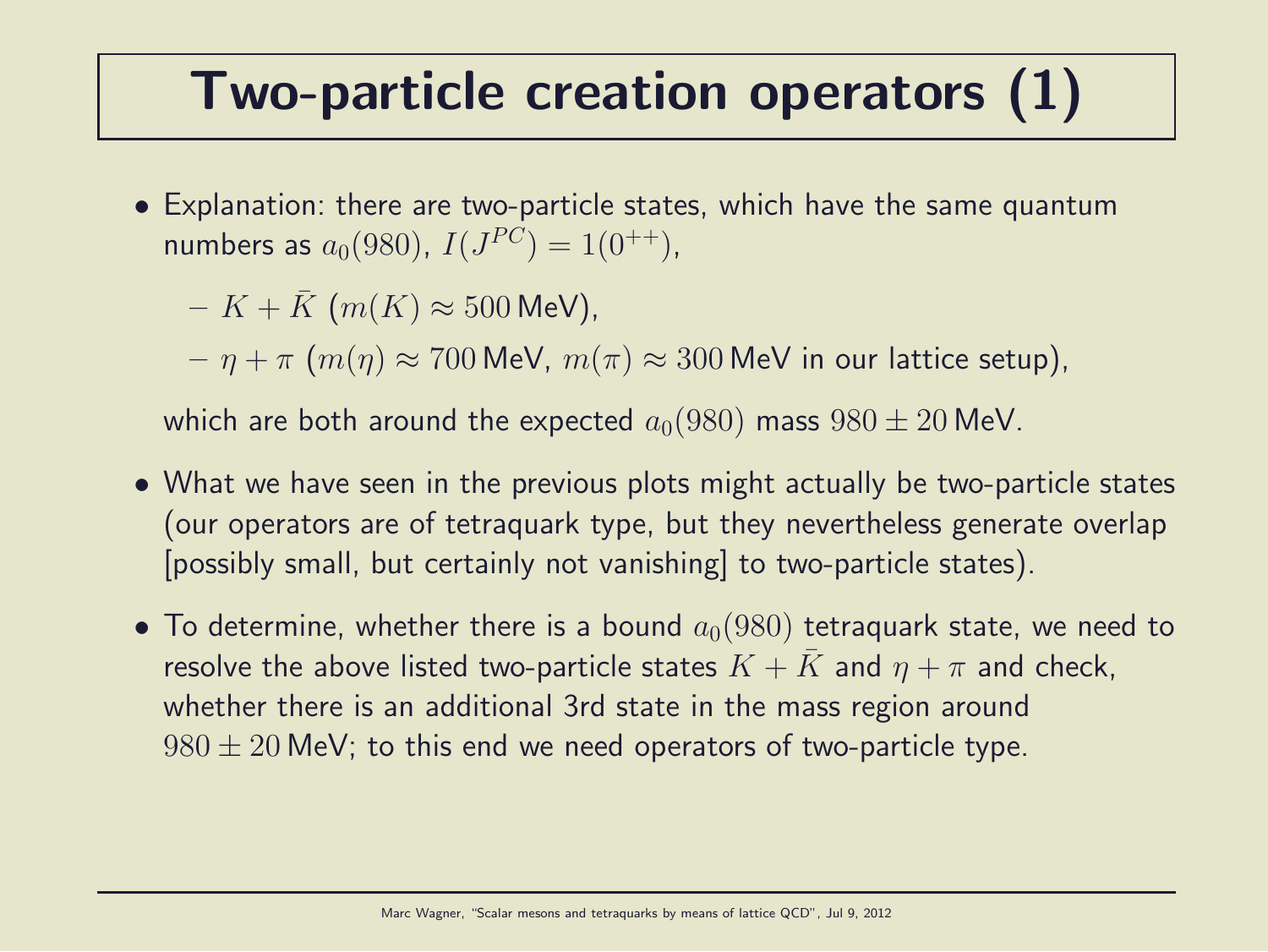# Two-particle creation operators (1)

- Explanation: there are two-particle states, which have the same quantum numbers as $a_0(980)$, $I(J^{PC}) = 1(0^{++})$,
  - $K + \bar{K}$ ($m(K) \approx 500\,\text{MeV}$),
  - $\eta + \pi$ ($m(\eta) \approx 700\,\text{MeV}$, $m(\pi) \approx 300\,\text{MeV}$ in our lattice setup),

  which are both around the expected $a_0(980)$ mass $980 \pm 20\,\text{MeV}$.

- What we have seen in the previous plots might actually be two-particle states (our operators are of tetraquark type, but they nevertheless generate overlap [possibly small, but certainly not vanishing] to two-particle states).

- To determine, whether there is a bound $a_0(980)$ tetraquark state, we need to resolve the above listed two-particle states $K + \bar{K}$ and $\eta + \pi$ and check, whether there is an additional 3rd state in the mass region around $980 \pm 20\,\text{MeV}$; to this end we need operators of two-particle type.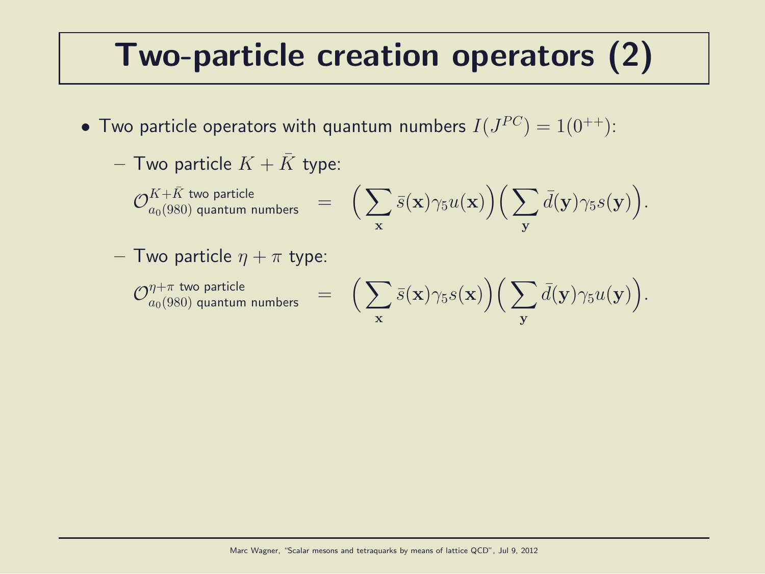# Two-particle creation operators (2)

- Two particle operators with quantum numbers $I(J^{PC}) = 1(0^{++})$:
  - Two particle $K + \bar{K}$ type:

$$\mathcal{O}_{a_0(980) \text{ quantum numbers}}^{K+\bar{K} \text{ two particle}} = \Big(\sum_{\mathbf{x}} \bar{s}(\mathbf{x})\gamma_5 u(\mathbf{x})\Big)\Big(\sum_{\mathbf{y}} \bar{d}(\mathbf{y})\gamma_5 s(\mathbf{y})\Big).$$

  - Two particle $\eta + \pi$ type:

$$\mathcal{O}_{a_0(980) \text{ quantum numbers}}^{\eta+\pi \text{ two particle}} = \Big(\sum_{\mathbf{x}} \bar{s}(\mathbf{x})\gamma_5 s(\mathbf{x})\Big)\Big(\sum_{\mathbf{y}} \bar{d}(\mathbf{y})\gamma_5 u(\mathbf{y})\Big).$$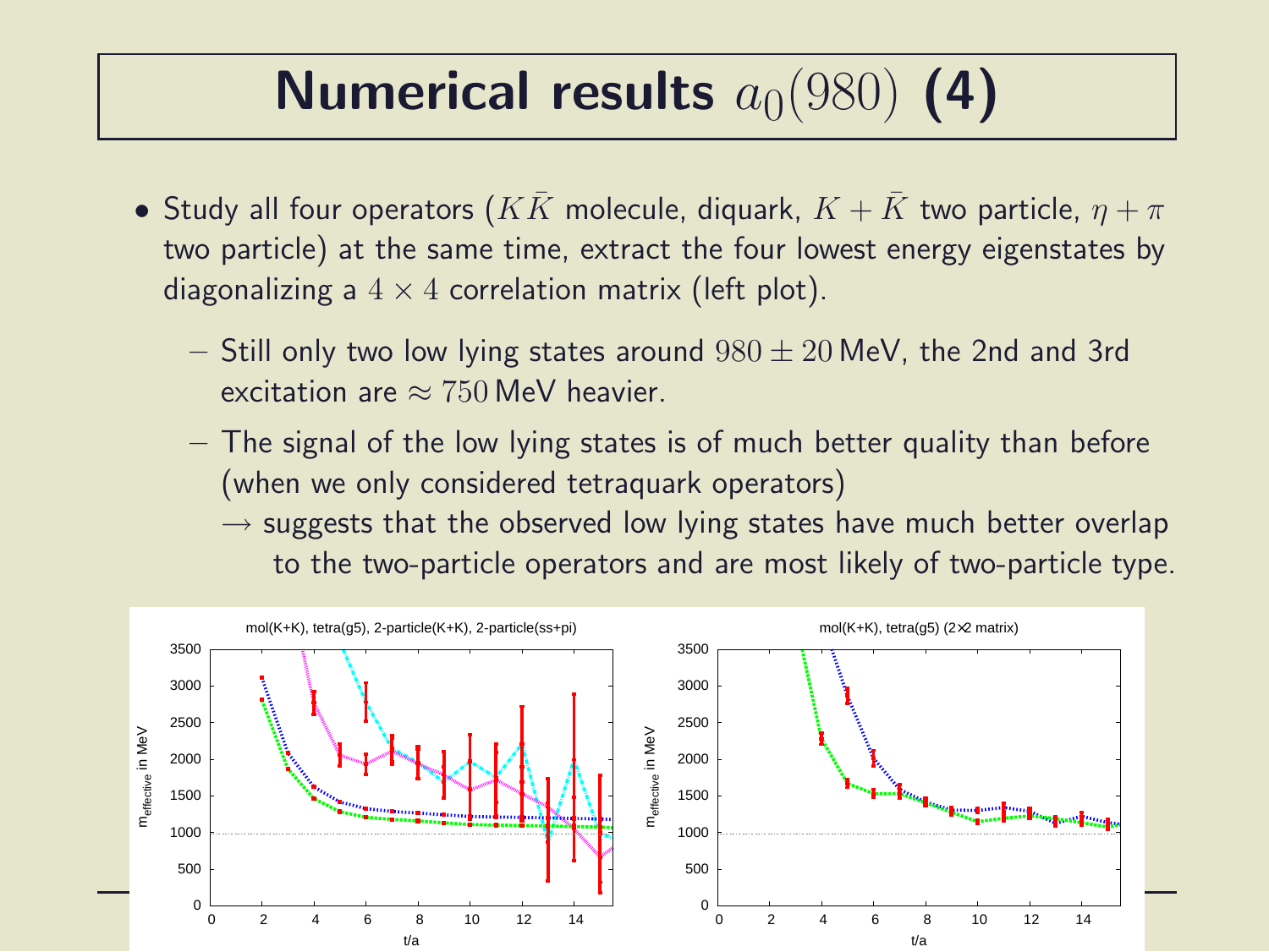# Numerical results $a_0(980)$ (4)

- Study all four operators ($K\bar{K}$ molecule, diquark, $K + \bar{K}$ two particle, $\eta + \pi$ two particle) at the same time, extract the four lowest energy eigenstates by diagonalizing a $4 \times 4$ correlation matrix (left plot).
  - Still only two low lying states around $980 \pm 20$ MeV, the 2nd and 3rd excitation are $\approx 750$ MeV heavier.
  - The signal of the low lying states is of much better quality than before (when we only considered tetraquark operators)
    $\rightarrow$ suggests that the observed low lying states have much better overlap to the two-particle operators and are most likely of two-particle type.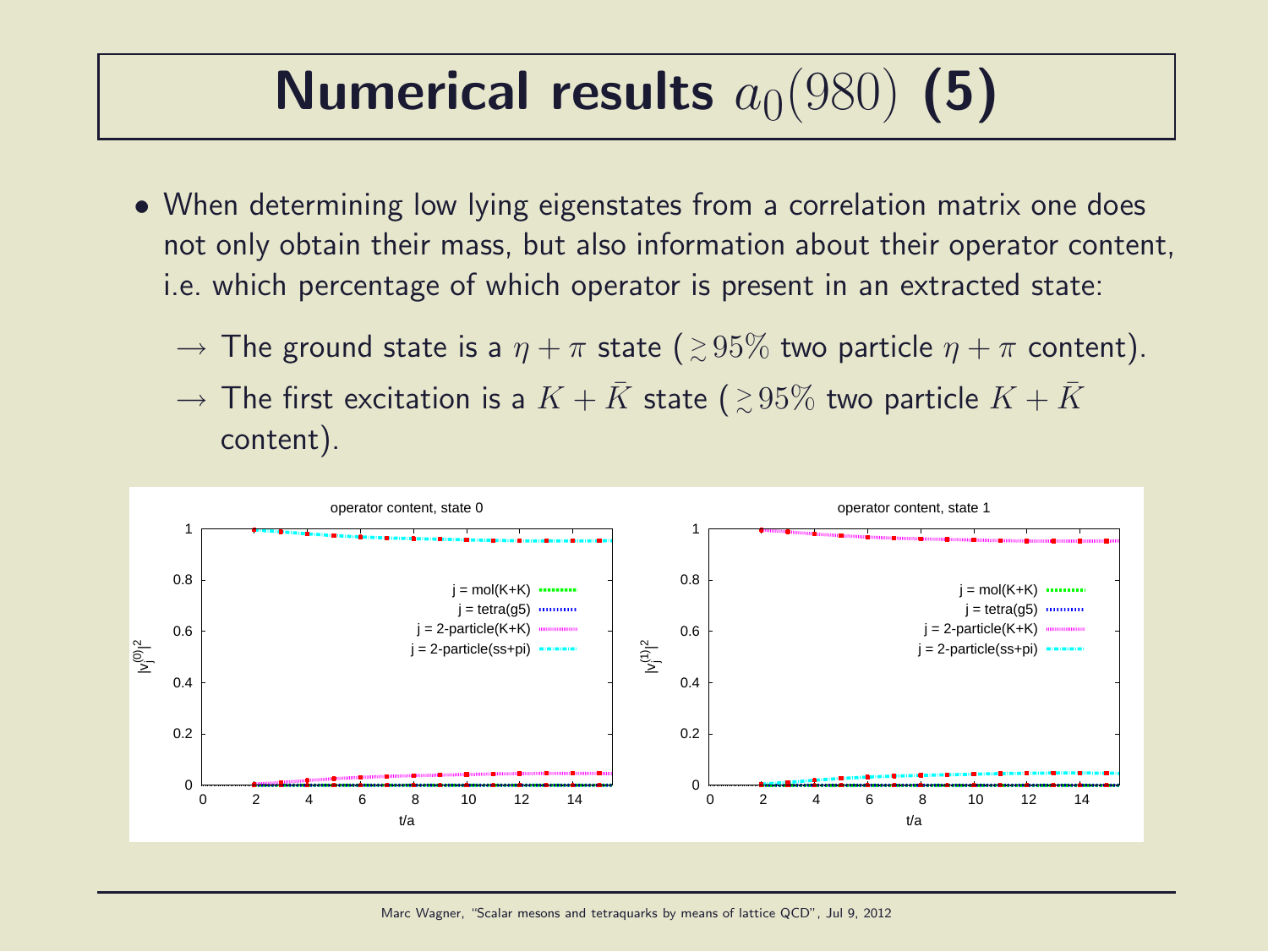# Numerical results $a_0(980)$ (5)

- When determining low lying eigenstates from a correlation matrix one does not only obtain their mass, but also information about their operator content, i.e. which percentage of which operator is present in an extracted state:
  - $\rightarrow$ The ground state is a $\eta + \pi$ state ($\gtrsim 95\%$ two particle $\eta + \pi$ content).
  - $\rightarrow$ The first excitation is a $K + \bar{K}$ state ($\gtrsim 95\%$ two particle $K + \bar{K}$ content).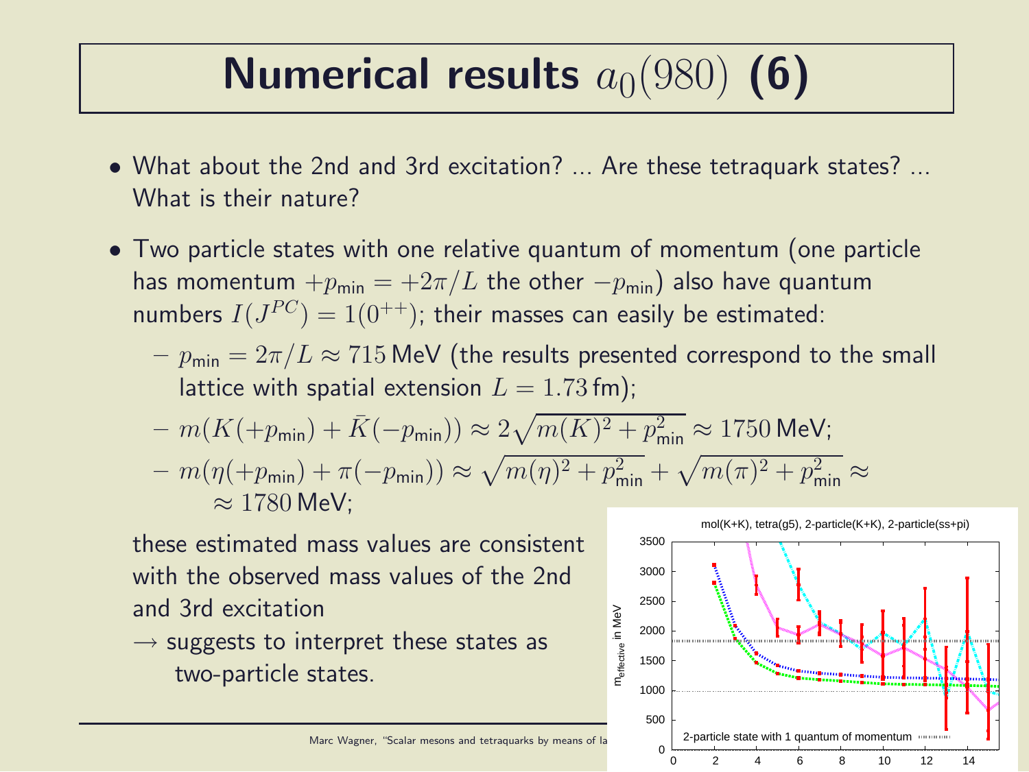# Numerical results $a_0(980)$ (6)

- What about the 2nd and 3rd excitation? ... Are these tetraquark states? ... What is their nature?
- Two particle states with one relative quantum of momentum (one particle has momentum $+p_\text{min} = +2\pi/L$ the other $-p_\text{min}$) also have quantum numbers $I(J^{PC}) = 1(0^{++})$; their masses can easily be estimated:
  - $p_\text{min} = 2\pi/L \approx 715\,\text{MeV}$ (the results presented correspond to the small lattice with spatial extension $L = 1.73\,\text{fm}$);
  - $m(K(+p_\text{min}) + \bar{K}(-p_\text{min})) \approx 2\sqrt{m(K)^2 + p_\text{min}^2} \approx 1750\,\text{MeV}$;
  - $m(\eta(+p_\text{min}) + \pi(-p_\text{min})) \approx \sqrt{m(\eta)^2 + p_\text{min}^2} + \sqrt{m(\pi)^2 + p_\text{min}^2} \approx$ $\approx 1780\,\text{MeV}$;

  these estimated mass values are consistent with the observed mass values of the 2nd and 3rd excitation

  $\rightarrow$ suggests to interpret these states as two-particle states.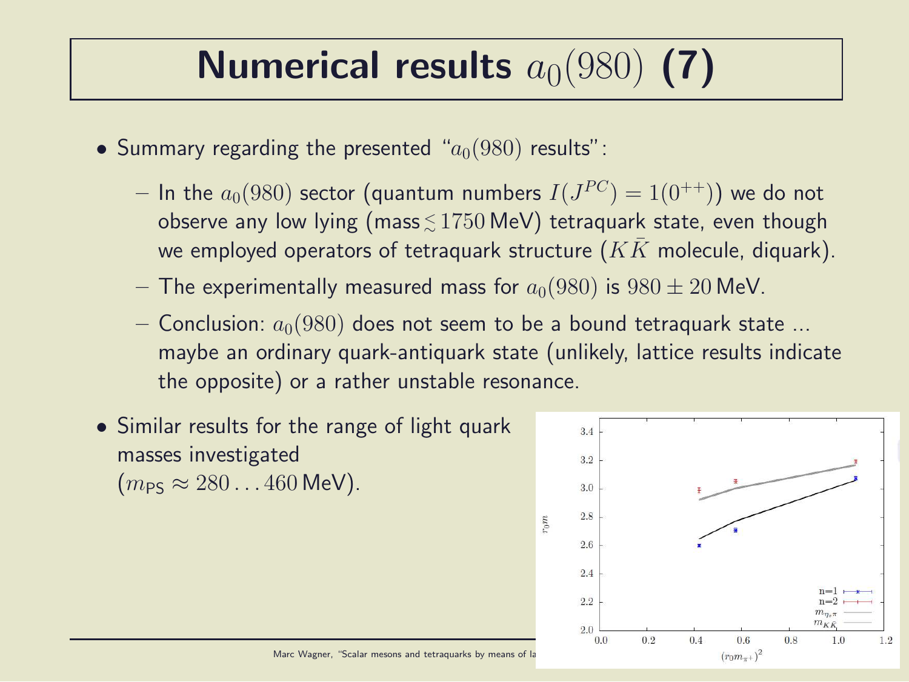# Numerical results $a_0(980)$ (7)

- Summary regarding the presented "$a_0(980)$ results":
  - In the $a_0(980)$ sector (quantum numbers $I(J^{PC}) = 1(0^{++})$) we do not observe any low lying (mass $\lesssim 1750$ MeV) tetraquark state, even though we employed operators of tetraquark structure ($K\bar{K}$ molecule, diquark).
  - The experimentally measured mass for $a_0(980)$ is $980 \pm 20$ MeV.
  - Conclusion: $a_0(980)$ does not seem to be a bound tetraquark state ... maybe an ordinary quark-antiquark state (unlikely, lattice results indicate the opposite) or a rather unstable resonance.
- Similar results for the range of light quark masses investigated ($m_{\mathrm{PS}} \approx 280 \ldots 460$ MeV).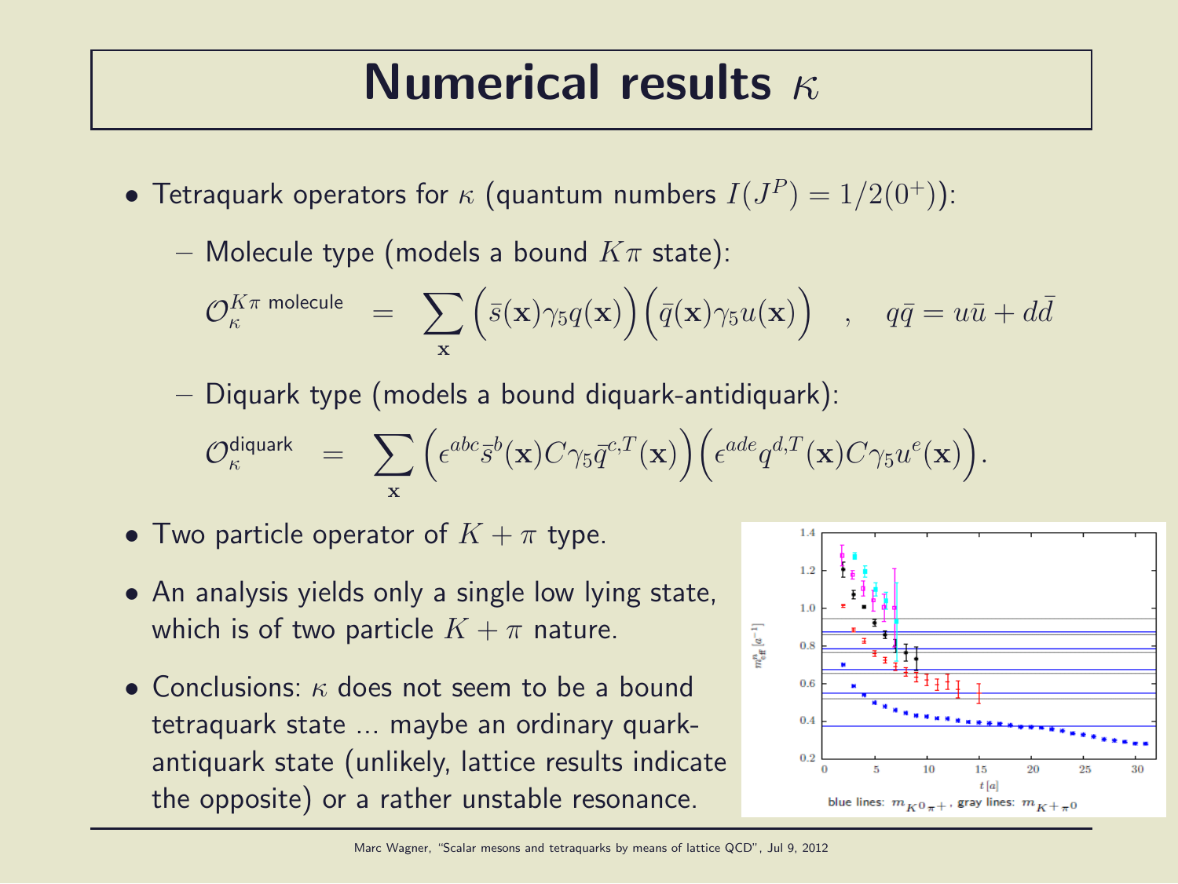# Numerical results $\kappa$

- Tetraquark operators for $\kappa$ (quantum numbers $I(J^P) = 1/2(0^+)$):
  - Molecule type (models a bound $K\pi$ state):

$$\mathcal{O}_\kappa^{K\pi \text{ molecule}} = \sum_{\mathbf{x}} \Big(\bar{s}(\mathbf{x})\gamma_5 q(\mathbf{x})\Big)\Big(\bar{q}(\mathbf{x})\gamma_5 u(\mathbf{x})\Big) \quad , \quad q\bar{q} = u\bar{u} + d\bar{d}$$

  - Diquark type (models a bound diquark-antidiquark):

$$\mathcal{O}_\kappa^{\text{diquark}} = \sum_{\mathbf{x}} \Big(\epsilon^{abc}\bar{s}^b(\mathbf{x})C\gamma_5\bar{q}^{c,T}(\mathbf{x})\Big)\Big(\epsilon^{ade}q^{d,T}(\mathbf{x})C\gamma_5 u^e(\mathbf{x})\Big).$$

- Two particle operator of $K + \pi$ type.
- An analysis yields only a single low lying state, which is of two particle $K + \pi$ nature.
- Conclusions: $\kappa$ does not seem to be a bound tetraquark state ... maybe an ordinary quark-antiquark state (unlikely, lattice results indicate the opposite) or a rather unstable resonance.

blue lines: $m_{K^0\pi^+}$, gray lines: $m_{K^+\pi^0}$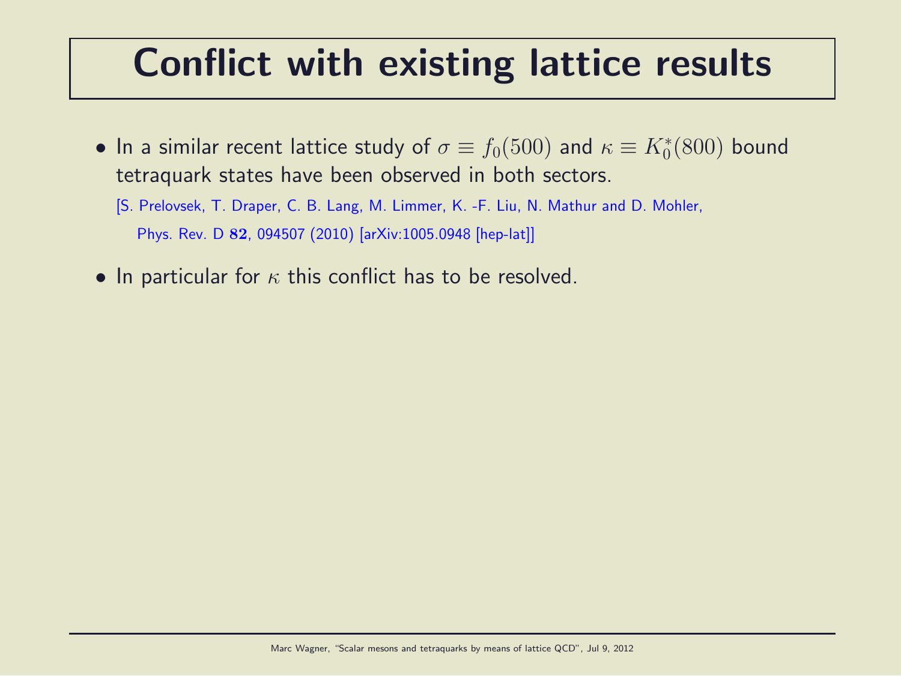# Conflict with existing lattice results

- In a similar recent lattice study of $\sigma \equiv f_0(500)$ and $\kappa \equiv K_0^*(800)$ bound tetraquark states have been observed in both sectors.

  [S. Prelovsek, T. Draper, C. B. Lang, M. Limmer, K. -F. Liu, N. Mathur and D. Mohler, Phys. Rev. D **82**, 094507 (2010) [arXiv:1005.0948 [hep-lat]]

- In particular for $\kappa$ this conflict has to be resolved.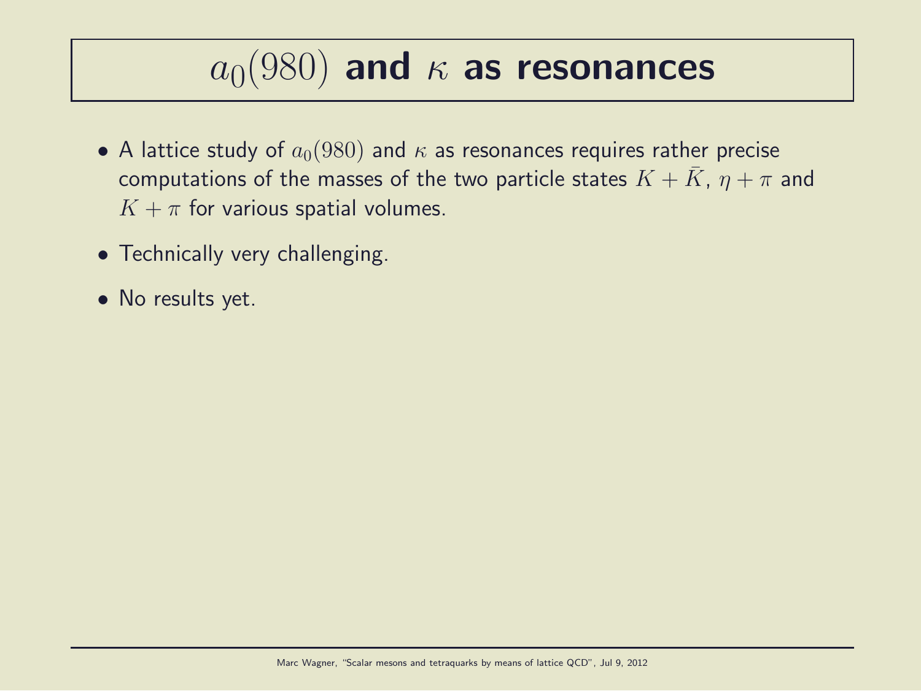# $a_0(980)$ and $\kappa$ as resonances

- A lattice study of $a_0(980)$ and $\kappa$ as resonances requires rather precise computations of the masses of the two particle states $K + \bar{K}$, $\eta + \pi$ and $K + \pi$ for various spatial volumes.
- Technically very challenging.
- No results yet.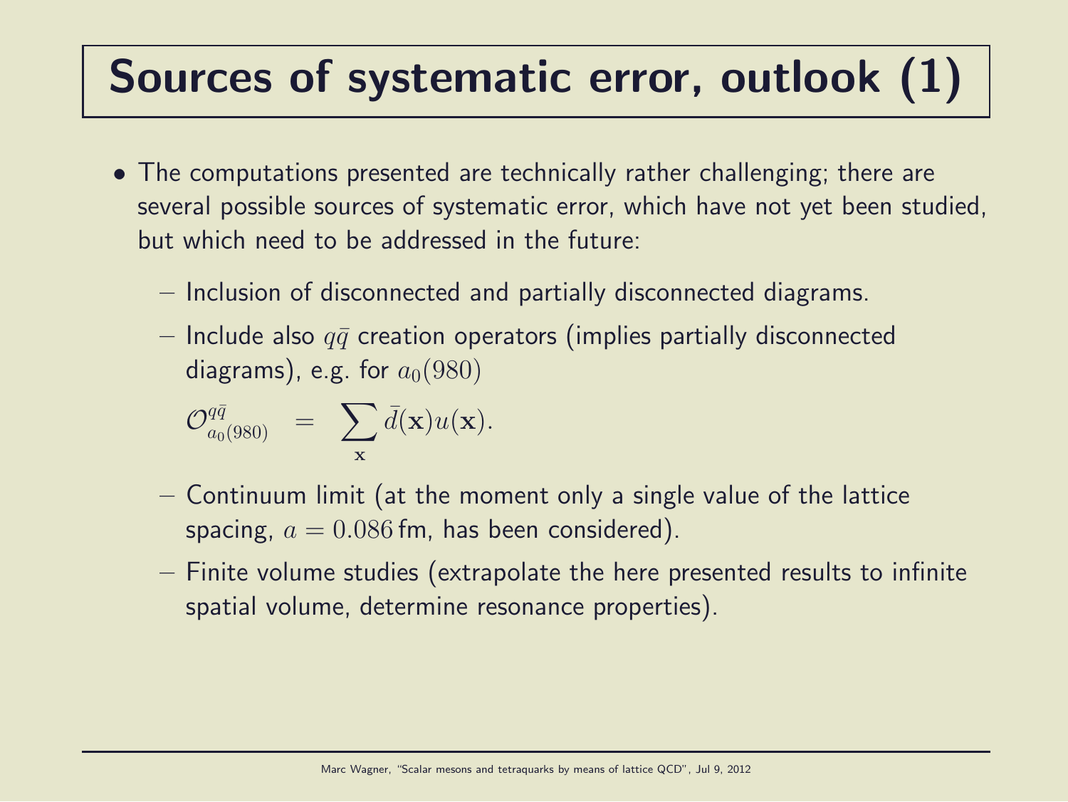# Sources of systematic error, outlook (1)

- The computations presented are technically rather challenging; there are several possible sources of systematic error, which have not yet been studied, but which need to be addressed in the future:
  - Inclusion of disconnected and partially disconnected diagrams.
  - Include also $q\bar{q}$ creation operators (implies partially disconnected diagrams), e.g. for $a_0(980)$

    $$\mathcal{O}^{q\bar{q}}_{a_0(980)} \;\; = \;\; \sum_{\mathbf{x}} \bar{d}(\mathbf{x}) u(\mathbf{x}).$$

  - Continuum limit (at the moment only a single value of the lattice spacing, $a = 0.086\,\text{fm}$, has been considered).
  - Finite volume studies (extrapolate the here presented results to infinite spatial volume, determine resonance properties).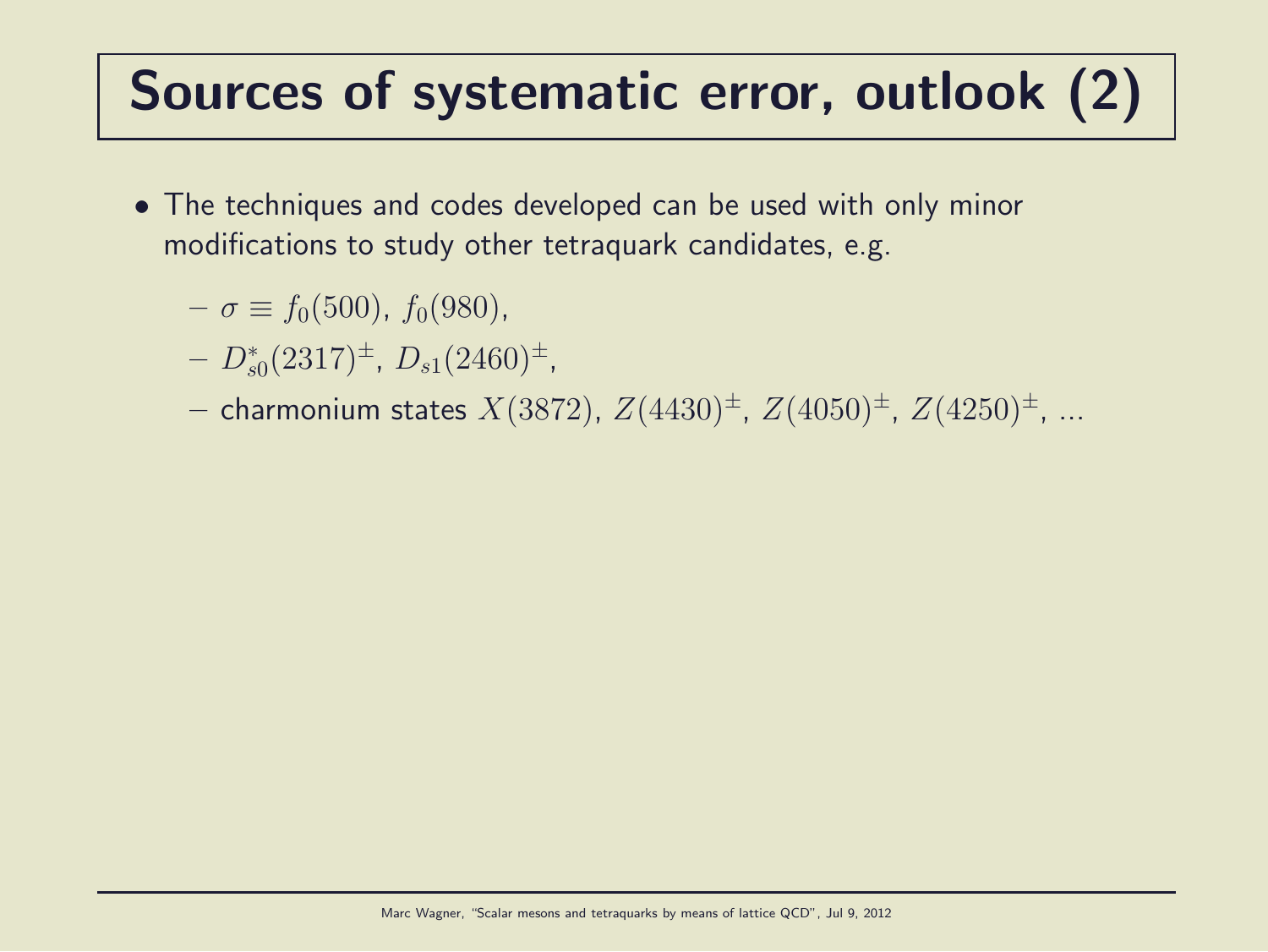# Sources of systematic error, outlook (2)

- The techniques and codes developed can be used with only minor modifications to study other tetraquark candidates, e.g.
  - $\sigma \equiv f_0(500)$, $f_0(980)$,
  - $D_{s0}^*(2317)^\pm$, $D_{s1}(2460)^\pm$,
  - charmonium states $X(3872)$, $Z(4430)^\pm$, $Z(4050)^\pm$, $Z(4250)^\pm$, ...